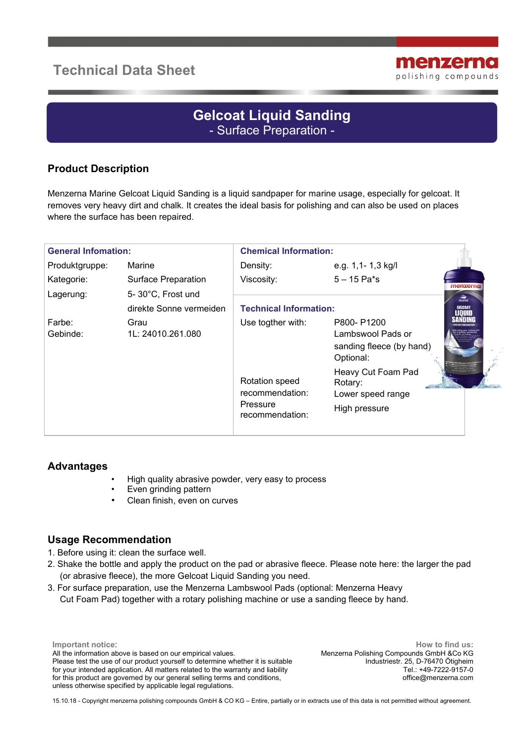# Technical Data Sheet

menzerna
polishing compounds

## Gelcoat Liquid Sanding
- Surface Preparation -

## Product Description

Menzerna Marine Gelcoat Liquid Sanding is a liquid sandpaper for marine usage, especially for gelcoat. It removes very heavy dirt and chalk. It creates the ideal basis for polishing and can also be used on places where the surface has been repaired.

| General Infomation: | | Chemical Information: | |
|---|---|---|---|
| Produktgruppe: | Marine | Density: | e.g. 1,1- 1,3 kg/l |
| Kategorie: | Surface Preparation | Viscosity: | 5 – 15 Pa*s |
| Lagerung: | 5- 30°C, Frost und direkte Sonne vermeiden | **Technical Information:** | |
| Farbe: | Grau | Use togther with: | P800- P1200 Lambswool Pads or sanding fleece (by hand) Optional: Heavy Cut Foam Pad |
| Gebinde: | 1L: 24010.261.080 | Rotation speed recommendation: | Rotary: Lower speed range |
| | | Pressure recommendation: | High pressure |

## Advantages

- High quality abrasive powder, very easy to process
- Even grinding pattern
- Clean finish, even on curves

## Usage Recommendation

1. Before using it: clean the surface well.
2. Shake the bottle and apply the product on the pad or abrasive fleece. Please note here: the larger the pad (or abrasive fleece), the more Gelcoat Liquid Sanding you need.
3. For surface preparation, use the Menzerna Lambswool Pads (optional: Menzerna Heavy Cut Foam Pad) together with a rotary polishing machine or use a sanding fleece by hand.

**Important notice:**
All the information above is based on our empirical values.
Please test the use of our product yourself to determine whether it is suitable for your intended application. All matters related to the warranty and liability for this product are governed by our general selling terms and conditions, unless otherwise specified by applicable legal regulations.

**How to find us:**
Menzerna Polishing Compounds GmbH &Co KG
Industriestr. 25, D-76470 Ötigheim
Tel.: +49-7222-9157-0
office@menzerna.com

15.10.18 - Copyright menzerna polishing compounds GmbH & CO KG – Entire, partially or in extracts use of this data is not permitted without agreement.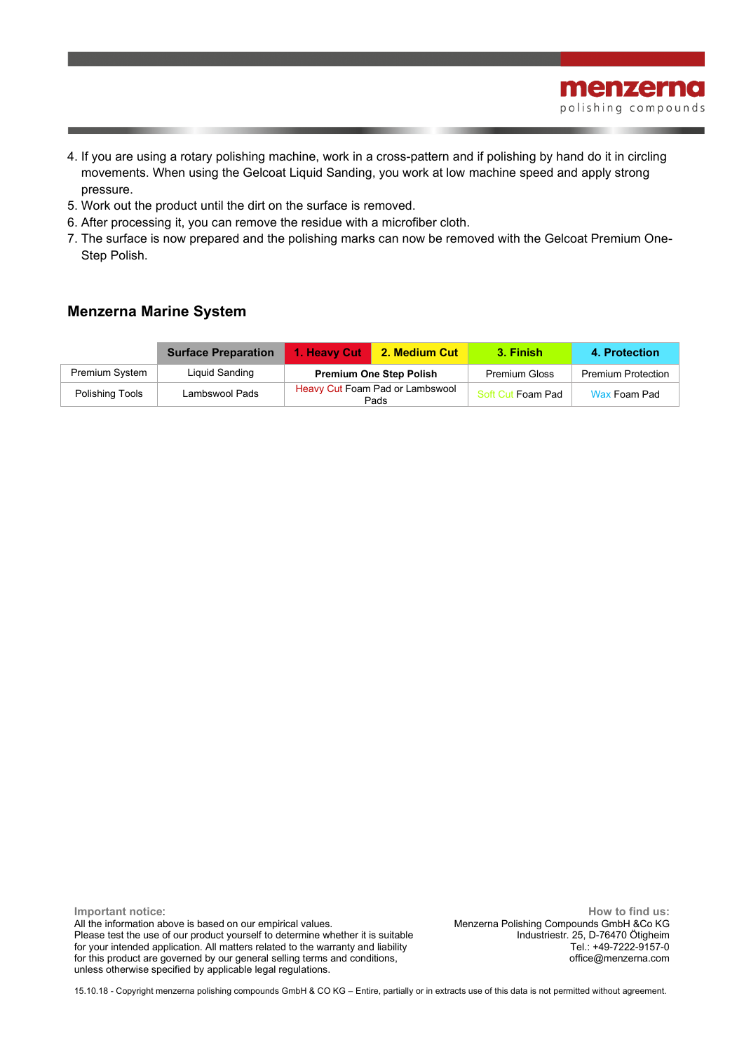4. If you are using a rotary polishing machine, work in a cross-pattern and if polishing by hand do it in circling movements. When using the Gelcoat Liquid Sanding, you work at low machine speed and apply strong pressure.
5. Work out the product until the dirt on the surface is removed.
6. After processing it, you can remove the residue with a microfiber cloth.
7. The surface is now prepared and the polishing marks can now be removed with the Gelcoat Premium One-Step Polish.

## Menzerna Marine System

| | Surface Preparation | 1. Heavy Cut | 2. Medium Cut | 3. Finish | 4. Protection |
|---|---|---|---|---|---|
| Premium System | Liquid Sanding | **Premium One Step Polish** | | Premium Gloss | Premium Protection |
| Polishing Tools | Lambswool Pads | Heavy Cut Foam Pad or Lambswool Pads | | Soft Cut Foam Pad | Wax Foam Pad |

**Important notice:**
All the information above is based on our empirical values.
Please test the use of our product yourself to determine whether it is suitable for your intended application. All matters related to the warranty and liability for this product are governed by our general selling terms and conditions, unless otherwise specified by applicable legal regulations.

**How to find us:**
Menzerna Polishing Compounds GmbH &Co KG
Industriestr. 25, D-76470 Ötigheim
Tel.: +49-7222-9157-0
office@menzerna.com

15.10.18 - Copyright menzerna polishing compounds GmbH & CO KG – Entire, partially or in extracts use of this data is not permitted without agreement.